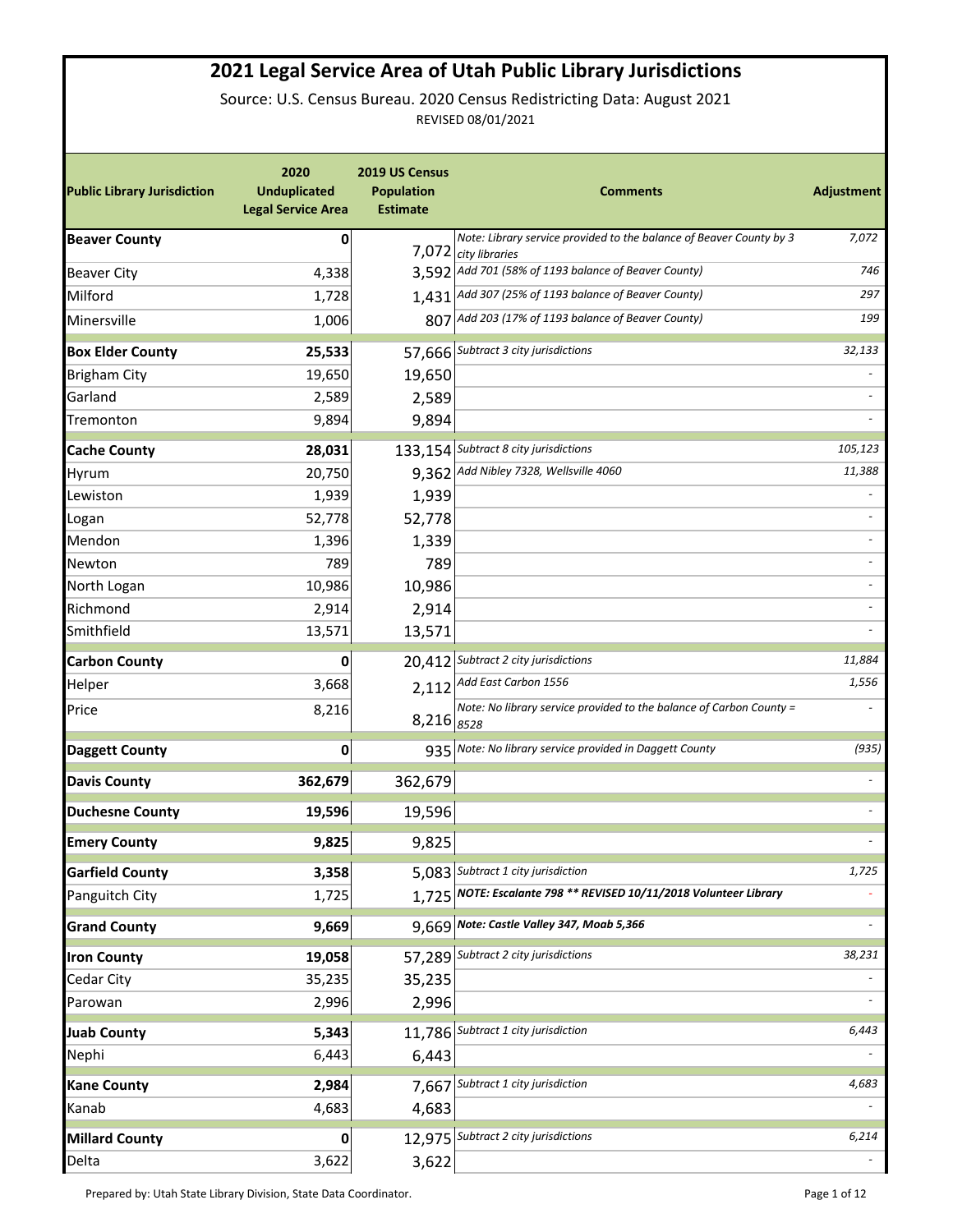# 2021 Legal Service Area of Utah Public Library Jurisdictions

Source: U.S. Census Bureau. 2020 Census Redistricting Data: August 2021

REVISED 08/01/2021

| Public Library Jurisdiction | 2020 Unduplicated Legal Service Area | 2019 US Census Population Estimate | Comments | Adjustment |
|---|---|---|---|---|
| **Beaver County** | **0** | 7,072 | *Note: Library service provided to the balance of Beaver County by 3 city libraries* | *7,072* |
| Beaver City | 4,338 | 3,592 | *Add 701 (58% of 1193 balance of Beaver County)* | *746* |
| Milford | 1,728 | 1,431 | *Add 307 (25% of 1193 balance of Beaver County)* | *297* |
| Minersville | 1,006 | 807 | *Add 203 (17% of 1193 balance of Beaver County)* | *199* |
| **Box Elder County** | **25,533** | 57,666 | *Subtract 3 city jurisdictions* | *32,133* |
| Brigham City | 19,650 | 19,650 | | - |
| Garland | 2,589 | 2,589 | | - |
| Tremonton | 9,894 | 9,894 | | - |
| **Cache County** | **28,031** | 133,154 | *Subtract 8 city jurisdictions* | *105,123* |
| Hyrum | 20,750 | 9,362 | *Add Nibley 7328, Wellsville 4060* | *11,388* |
| Lewiston | 1,939 | 1,939 | | - |
| Logan | 52,778 | 52,778 | | - |
| Mendon | 1,396 | 1,339 | | - |
| Newton | 789 | 789 | | - |
| North Logan | 10,986 | 10,986 | | - |
| Richmond | 2,914 | 2,914 | | - |
| Smithfield | 13,571 | 13,571 | | - |
| **Carbon County** | **0** | 20,412 | *Subtract 2 city jurisdictions* | *11,884* |
| Helper | 3,668 | 2,112 | *Add East Carbon 1556* | *1,556* |
| Price | 8,216 | 8,216 | *Note: No library service provided to the balance of Carbon County = 8528* | - |
| **Daggett County** | **0** | 935 | *Note: No library service provided in Daggett County* | *(935)* |
| **Davis County** | **362,679** | 362,679 | | - |
| **Duchesne County** | **19,596** | 19,596 | | - |
| **Emery County** | **9,825** | 9,825 | | - |
| **Garfield County** | **3,358** | 5,083 | *Subtract 1 city jurisdiction* | *1,725* |
| Panguitch City | 1,725 | 1,725 | ***NOTE: Escalante 798 ** REVISED 10/11/2018 Volunteer Library*** | - |
| **Grand County** | **9,669** | 9,669 | ***Note: Castle Valley 347, Moab 5,366*** | - |
| **Iron County** | **19,058** | 57,289 | *Subtract 2 city jurisdictions* | *38,231* |
| Cedar City | 35,235 | 35,235 | | - |
| Parowan | 2,996 | 2,996 | | - |
| **Juab County** | **5,343** | 11,786 | *Subtract 1 city jurisdiction* | *6,443* |
| Nephi | 6,443 | 6,443 | | - |
| **Kane County** | **2,984** | 7,667 | *Subtract 1 city jurisdiction* | *4,683* |
| Kanab | 4,683 | 4,683 | | - |
| **Millard County** | **0** | 12,975 | *Subtract 2 city jurisdictions* | *6,214* |
| Delta | 3,622 | 3,622 | | - |

Prepared by: Utah State Library Division, State Data Coordinator.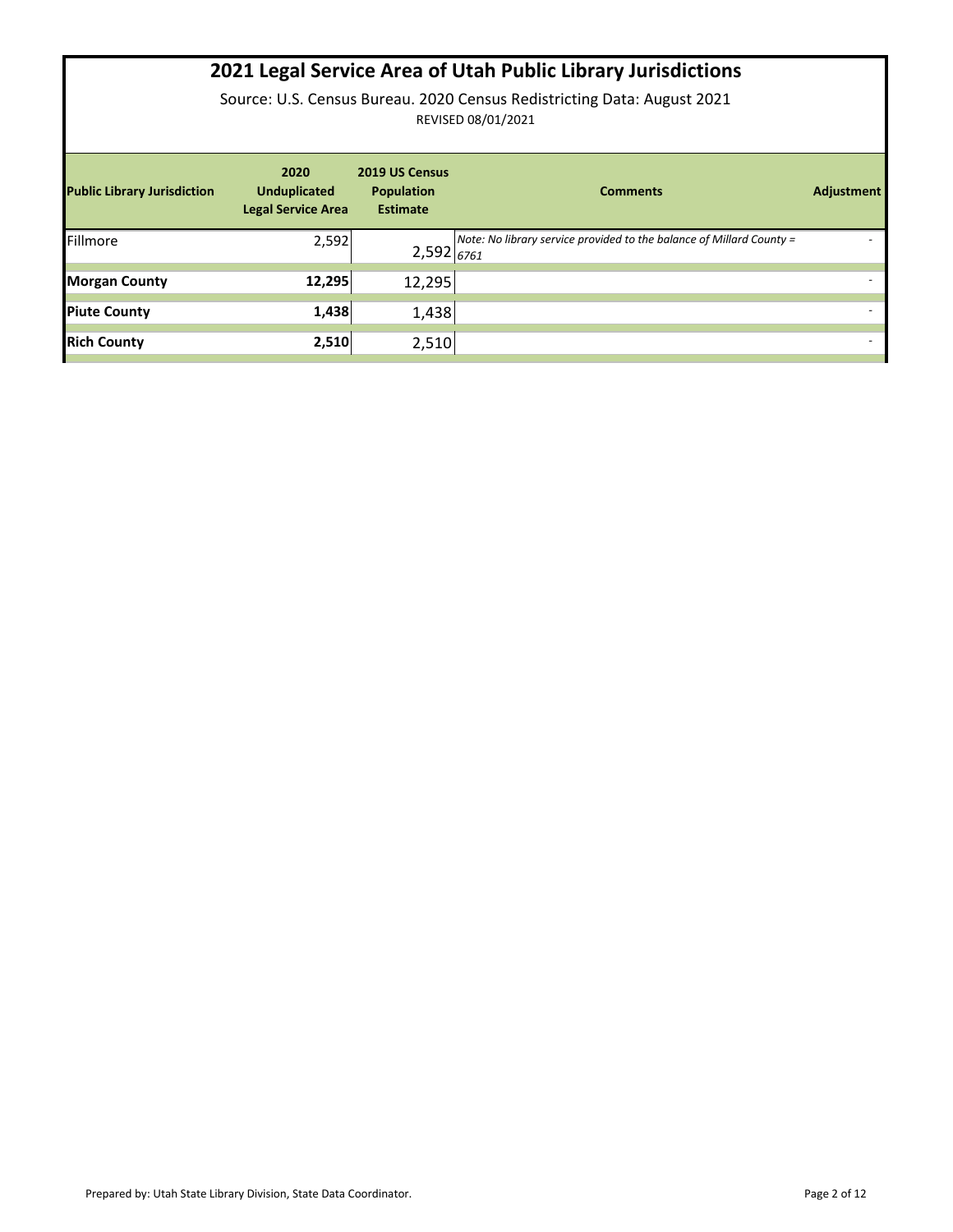# 2021 Legal Service Area of Utah Public Library Jurisdictions

Source: U.S. Census Bureau. 2020 Census Redistricting Data: August 2021

REVISED 08/01/2021

| Public Library Jurisdiction | 2020 Unduplicated Legal Service Area | 2019 US Census Population Estimate | Comments | Adjustment |
|---|---|---|---|---|
| Fillmore | 2,592 | 2,592 | *Note: No library service provided to the balance of Millard County = 6761* | - |
| **Morgan County** | **12,295** | 12,295 | | - |
| **Piute County** | **1,438** | 1,438 | | - |
| **Rich County** | **2,510** | 2,510 | | - |

Prepared by: Utah State Library Division, State Data Coordinator.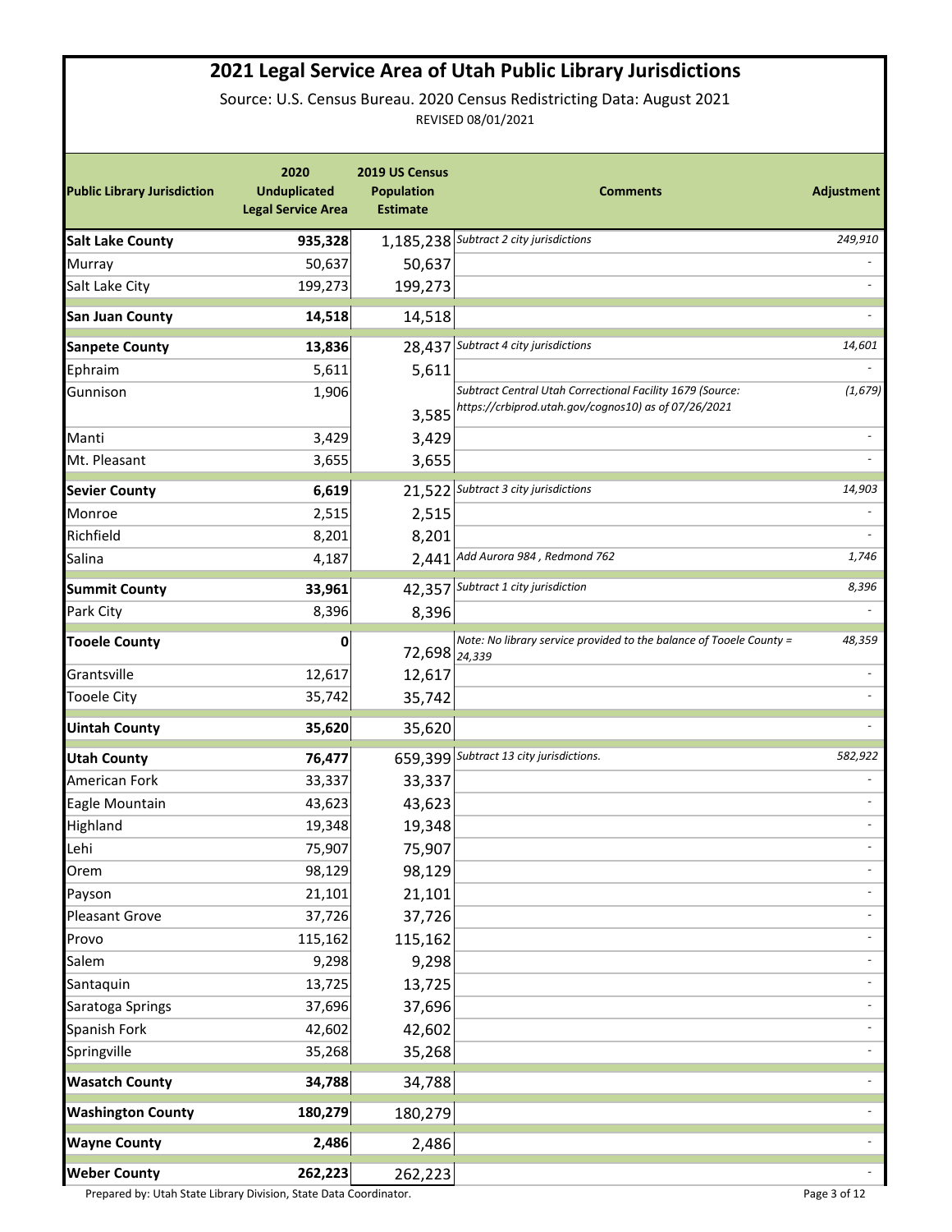# 2021 Legal Service Area of Utah Public Library Jurisdictions

Source: U.S. Census Bureau. 2020 Census Redistricting Data: August 2021

REVISED 08/01/2021

| Public Library Jurisdiction | 2020 Unduplicated Legal Service Area | 2019 US Census Population Estimate | Comments | Adjustment |
|---|---|---|---|---|
| **Salt Lake County** | **935,328** | 1,185,238 | *Subtract 2 city jurisdictions* | *249,910* |
| Murray | 50,637 | 50,637 | | - |
| Salt Lake City | 199,273 | 199,273 | | - |
| **San Juan County** | **14,518** | 14,518 | | - |
| **Sanpete County** | **13,836** | 28,437 | *Subtract 4 city jurisdictions* | *14,601* |
| Ephraim | 5,611 | 5,611 | | - |
| Gunnison | 1,906 | 3,585 | *Subtract Central Utah Correctional Facility 1679 (Source: https://crbiprod.utah.gov/cognos10) as of 07/26/2021* | *(1,679)* |
| Manti | 3,429 | 3,429 | | - |
| Mt. Pleasant | 3,655 | 3,655 | | - |
| **Sevier County** | **6,619** | 21,522 | *Subtract 3 city jurisdictions* | *14,903* |
| Monroe | 2,515 | 2,515 | | - |
| Richfield | 8,201 | 8,201 | | - |
| Salina | 4,187 | 2,441 | *Add Aurora 984 , Redmond 762* | *1,746* |
| **Summit County** | **33,961** | 42,357 | *Subtract 1 city jurisdiction* | *8,396* |
| Park City | 8,396 | 8,396 | | - |
| **Tooele County** | **0** | 72,698 | *Note: No library service provided to the balance of Tooele County = 24,339* | *48,359* |
| Grantsville | 12,617 | 12,617 | | - |
| Tooele City | 35,742 | 35,742 | | - |
| **Uintah County** | **35,620** | 35,620 | | - |
| **Utah County** | **76,477** | 659,399 | *Subtract 13 city jurisdictions.* | *582,922* |
| American Fork | 33,337 | 33,337 | | - |
| Eagle Mountain | 43,623 | 43,623 | | - |
| Highland | 19,348 | 19,348 | | - |
| Lehi | 75,907 | 75,907 | | - |
| Orem | 98,129 | 98,129 | | - |
| Payson | 21,101 | 21,101 | | - |
| Pleasant Grove | 37,726 | 37,726 | | - |
| Provo | 115,162 | 115,162 | | - |
| Salem | 9,298 | 9,298 | | - |
| Santaquin | 13,725 | 13,725 | | - |
| Saratoga Springs | 37,696 | 37,696 | | - |
| Spanish Fork | 42,602 | 42,602 | | - |
| Springville | 35,268 | 35,268 | | - |
| **Wasatch County** | **34,788** | 34,788 | | - |
| **Washington County** | **180,279** | 180,279 | | - |
| **Wayne County** | **2,486** | 2,486 | | - |
| **Weber County** | **262,223** | 262,223 | | - |

Prepared by: Utah State Library Division, State Data Coordinator.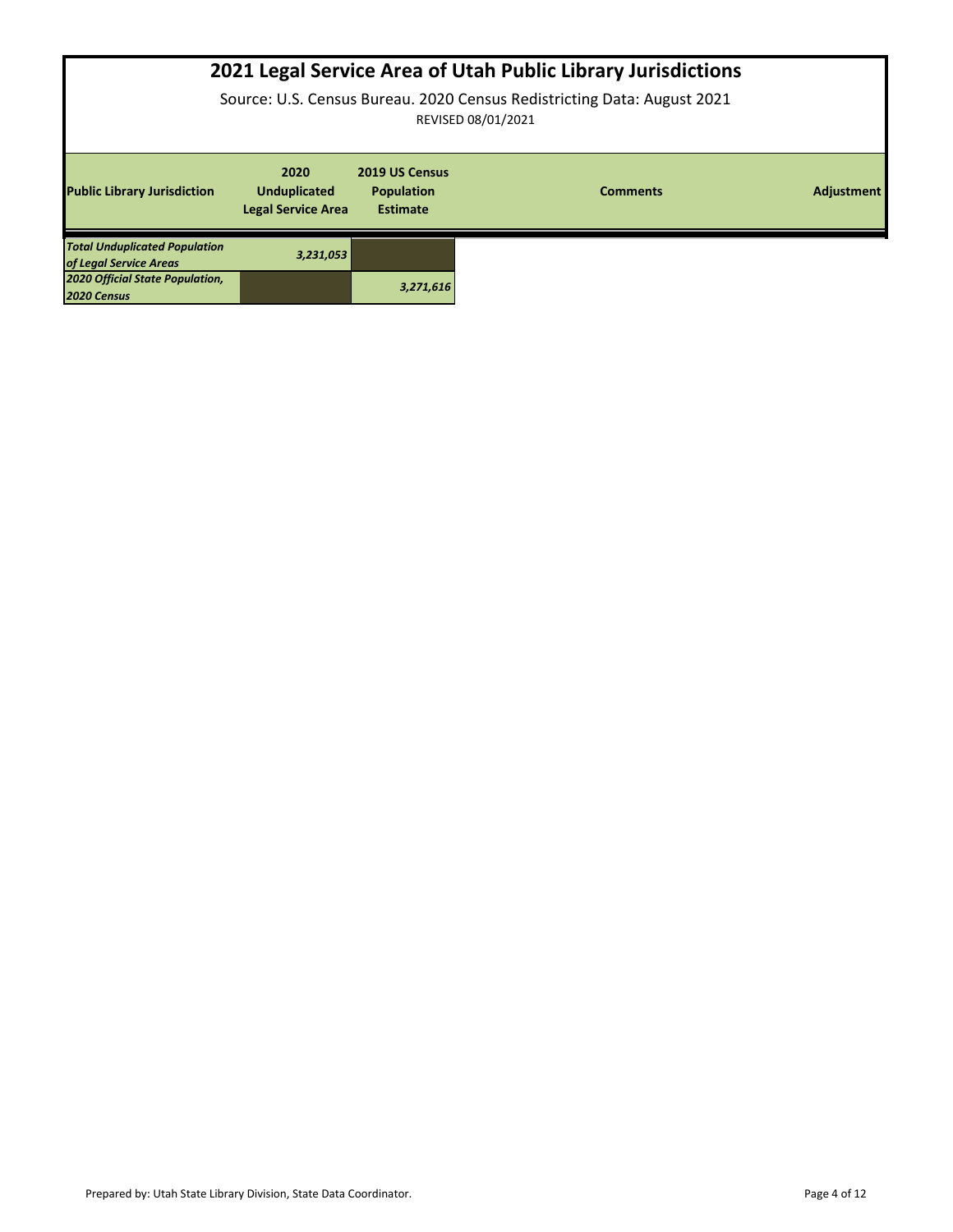# 2021 Legal Service Area of Utah Public Library Jurisdictions

Source: U.S. Census Bureau. 2020 Census Redistricting Data: August 2021

REVISED 08/01/2021

| Public Library Jurisdiction | 2020 Unduplicated Legal Service Area | 2019 US Census Population Estimate | Comments | Adjustment |
|---|---|---|---|---|
| ***Total Unduplicated Population of Legal Service Areas*** | ***3,231,053*** | | | |
| ***2020 Official State Population, 2020 Census*** | | ***3,271,616*** | | |

Prepared by: Utah State Library Division, State Data Coordinator.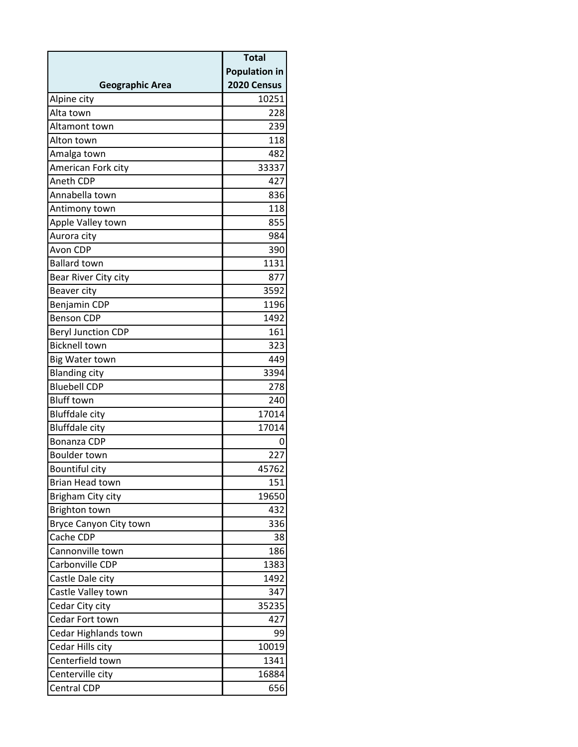| Geographic Area | Total Population in 2020 Census |
|---|---|
| Alpine city | 10251 |
| Alta town | 228 |
| Altamont town | 239 |
| Alton town | 118 |
| Amalga town | 482 |
| American Fork city | 33337 |
| Aneth CDP | 427 |
| Annabella town | 836 |
| Antimony town | 118 |
| Apple Valley town | 855 |
| Aurora city | 984 |
| Avon CDP | 390 |
| Ballard town | 1131 |
| Bear River City city | 877 |
| Beaver city | 3592 |
| Benjamin CDP | 1196 |
| Benson CDP | 1492 |
| Beryl Junction CDP | 161 |
| Bicknell town | 323 |
| Big Water town | 449 |
| Blanding city | 3394 |
| Bluebell CDP | 278 |
| Bluff town | 240 |
| Bluffdale city | 17014 |
| Bluffdale city | 17014 |
| Bonanza CDP | 0 |
| Boulder town | 227 |
| Bountiful city | 45762 |
| Brian Head town | 151 |
| Brigham City city | 19650 |
| Brighton town | 432 |
| Bryce Canyon City town | 336 |
| Cache CDP | 38 |
| Cannonville town | 186 |
| Carbonville CDP | 1383 |
| Castle Dale city | 1492 |
| Castle Valley town | 347 |
| Cedar City city | 35235 |
| Cedar Fort town | 427 |
| Cedar Highlands town | 99 |
| Cedar Hills city | 10019 |
| Centerfield town | 1341 |
| Centerville city | 16884 |
| Central CDP | 656 |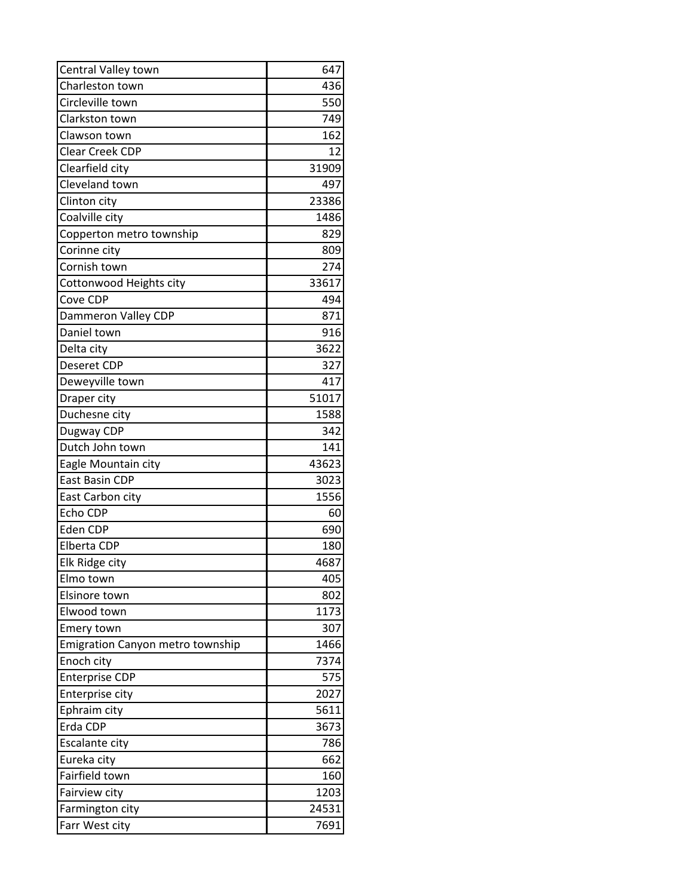| | |
|---|---|
| Central Valley town | 647 |
| Charleston town | 436 |
| Circleville town | 550 |
| Clarkston town | 749 |
| Clawson town | 162 |
| Clear Creek CDP | 12 |
| Clearfield city | 31909 |
| Cleveland town | 497 |
| Clinton city | 23386 |
| Coalville city | 1486 |
| Copperton metro township | 829 |
| Corinne city | 809 |
| Cornish town | 274 |
| Cottonwood Heights city | 33617 |
| Cove CDP | 494 |
| Dammeron Valley CDP | 871 |
| Daniel town | 916 |
| Delta city | 3622 |
| Deseret CDP | 327 |
| Deweyville town | 417 |
| Draper city | 51017 |
| Duchesne city | 1588 |
| Dugway CDP | 342 |
| Dutch John town | 141 |
| Eagle Mountain city | 43623 |
| East Basin CDP | 3023 |
| East Carbon city | 1556 |
| Echo CDP | 60 |
| Eden CDP | 690 |
| Elberta CDP | 180 |
| Elk Ridge city | 4687 |
| Elmo town | 405 |
| Elsinore town | 802 |
| Elwood town | 1173 |
| Emery town | 307 |
| Emigration Canyon metro township | 1466 |
| Enoch city | 7374 |
| Enterprise CDP | 575 |
| Enterprise city | 2027 |
| Ephraim city | 5611 |
| Erda CDP | 3673 |
| Escalante city | 786 |
| Eureka city | 662 |
| Fairfield town | 160 |
| Fairview city | 1203 |
| Farmington city | 24531 |
| Farr West city | 7691 |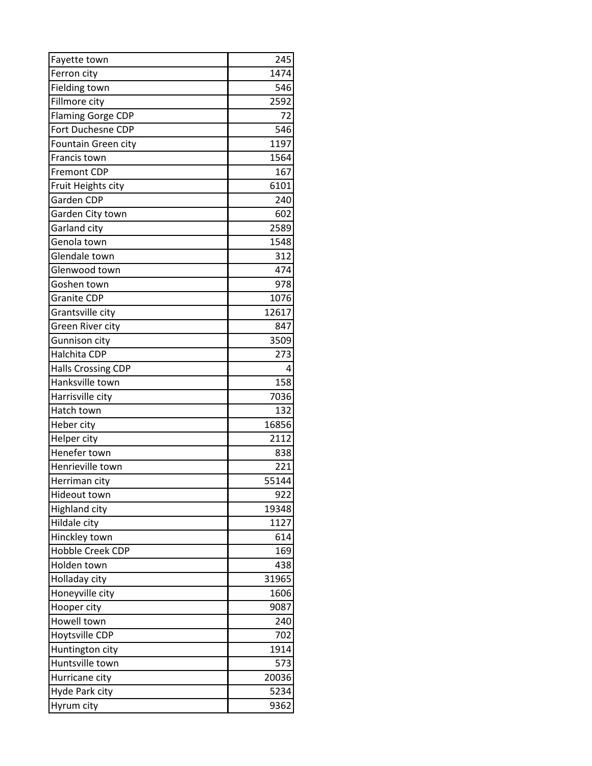| Fayette town | 245 |
|---|---|
| Ferron city | 1474 |
| Fielding town | 546 |
| Fillmore city | 2592 |
| Flaming Gorge CDP | 72 |
| Fort Duchesne CDP | 546 |
| Fountain Green city | 1197 |
| Francis town | 1564 |
| Fremont CDP | 167 |
| Fruit Heights city | 6101 |
| Garden CDP | 240 |
| Garden City town | 602 |
| Garland city | 2589 |
| Genola town | 1548 |
| Glendale town | 312 |
| Glenwood town | 474 |
| Goshen town | 978 |
| Granite CDP | 1076 |
| Grantsville city | 12617 |
| Green River city | 847 |
| Gunnison city | 3509 |
| Halchita CDP | 273 |
| Halls Crossing CDP | 4 |
| Hanksville town | 158 |
| Harrisville city | 7036 |
| Hatch town | 132 |
| Heber city | 16856 |
| Helper city | 2112 |
| Henefer town | 838 |
| Henrieville town | 221 |
| Herriman city | 55144 |
| Hideout town | 922 |
| Highland city | 19348 |
| Hildale city | 1127 |
| Hinckley town | 614 |
| Hobble Creek CDP | 169 |
| Holden town | 438 |
| Holladay city | 31965 |
| Honeyville city | 1606 |
| Hooper city | 9087 |
| Howell town | 240 |
| Hoytsville CDP | 702 |
| Huntington city | 1914 |
| Huntsville town | 573 |
| Hurricane city | 20036 |
| Hyde Park city | 5234 |
| Hyrum city | 9362 |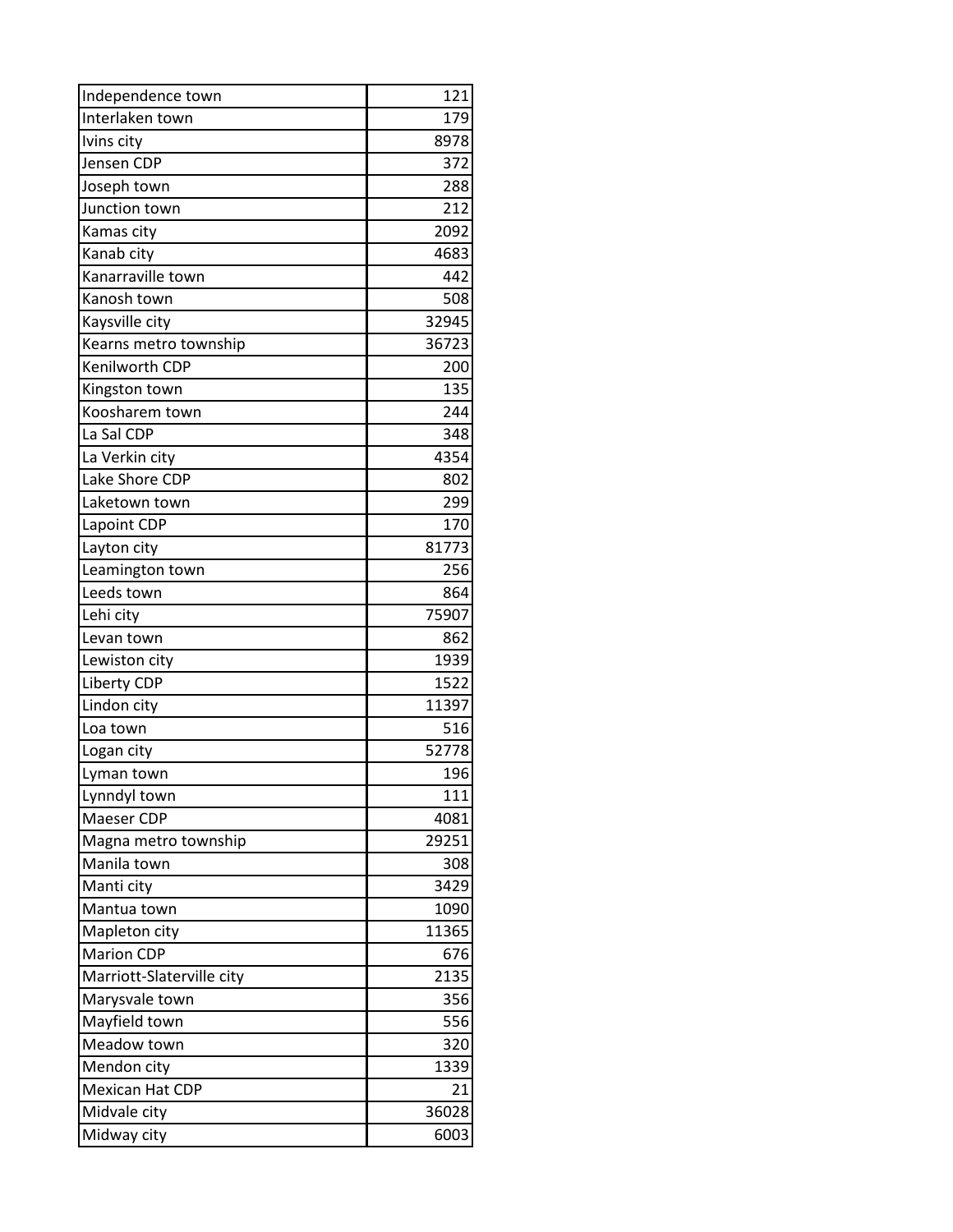| | |
|---|---|
| Independence town | 121 |
| Interlaken town | 179 |
| Ivins city | 8978 |
| Jensen CDP | 372 |
| Joseph town | 288 |
| Junction town | 212 |
| Kamas city | 2092 |
| Kanab city | 4683 |
| Kanarraville town | 442 |
| Kanosh town | 508 |
| Kaysville city | 32945 |
| Kearns metro township | 36723 |
| Kenilworth CDP | 200 |
| Kingston town | 135 |
| Koosharem town | 244 |
| La Sal CDP | 348 |
| La Verkin city | 4354 |
| Lake Shore CDP | 802 |
| Laketown town | 299 |
| Lapoint CDP | 170 |
| Layton city | 81773 |
| Leamington town | 256 |
| Leeds town | 864 |
| Lehi city | 75907 |
| Levan town | 862 |
| Lewiston city | 1939 |
| Liberty CDP | 1522 |
| Lindon city | 11397 |
| Loa town | 516 |
| Logan city | 52778 |
| Lyman town | 196 |
| Lynndyl town | 111 |
| Maeser CDP | 4081 |
| Magna metro township | 29251 |
| Manila town | 308 |
| Manti city | 3429 |
| Mantua town | 1090 |
| Mapleton city | 11365 |
| Marion CDP | 676 |
| Marriott-Slaterville city | 2135 |
| Marysvale town | 356 |
| Mayfield town | 556 |
| Meadow town | 320 |
| Mendon city | 1339 |
| Mexican Hat CDP | 21 |
| Midvale city | 36028 |
| Midway city | 6003 |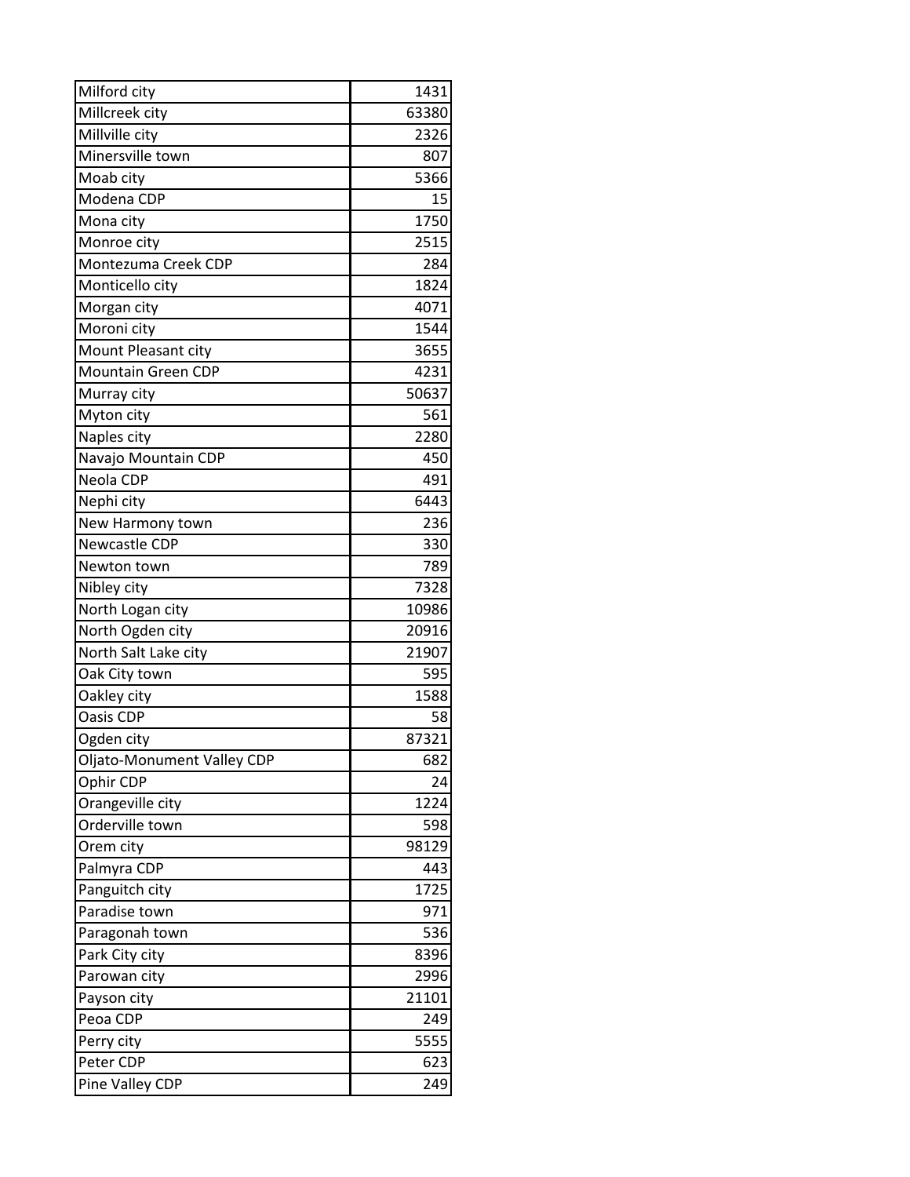| | |
|---|---|
| Milford city | 1431 |
| Millcreek city | 63380 |
| Millville city | 2326 |
| Minersville town | 807 |
| Moab city | 5366 |
| Modena CDP | 15 |
| Mona city | 1750 |
| Monroe city | 2515 |
| Montezuma Creek CDP | 284 |
| Monticello city | 1824 |
| Morgan city | 4071 |
| Moroni city | 1544 |
| Mount Pleasant city | 3655 |
| Mountain Green CDP | 4231 |
| Murray city | 50637 |
| Myton city | 561 |
| Naples city | 2280 |
| Navajo Mountain CDP | 450 |
| Neola CDP | 491 |
| Nephi city | 6443 |
| New Harmony town | 236 |
| Newcastle CDP | 330 |
| Newton town | 789 |
| Nibley city | 7328 |
| North Logan city | 10986 |
| North Ogden city | 20916 |
| North Salt Lake city | 21907 |
| Oak City town | 595 |
| Oakley city | 1588 |
| Oasis CDP | 58 |
| Ogden city | 87321 |
| Oljato-Monument Valley CDP | 682 |
| Ophir CDP | 24 |
| Orangeville city | 1224 |
| Orderville town | 598 |
| Orem city | 98129 |
| Palmyra CDP | 443 |
| Panguitch city | 1725 |
| Paradise town | 971 |
| Paragonah town | 536 |
| Park City city | 8396 |
| Parowan city | 2996 |
| Payson city | 21101 |
| Peoa CDP | 249 |
| Perry city | 5555 |
| Peter CDP | 623 |
| Pine Valley CDP | 249 |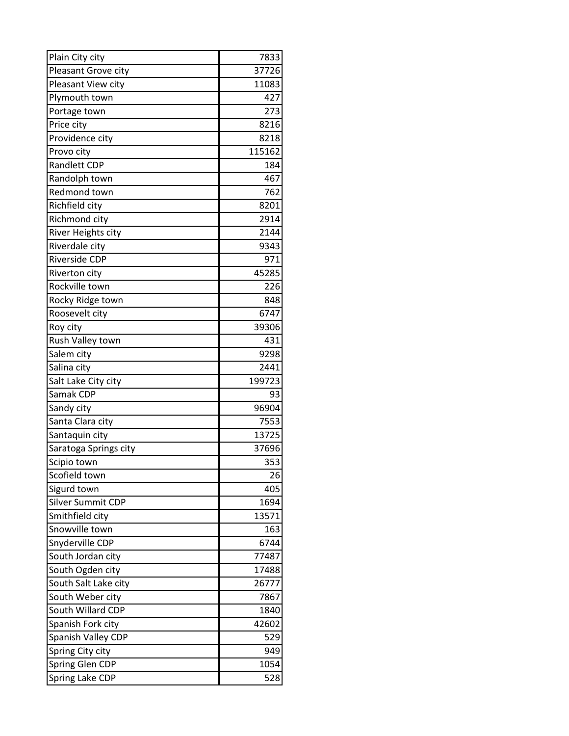| | |
|---|---|
| Plain City city | 7833 |
| Pleasant Grove city | 37726 |
| Pleasant View city | 11083 |
| Plymouth town | 427 |
| Portage town | 273 |
| Price city | 8216 |
| Providence city | 8218 |
| Provo city | 115162 |
| Randlett CDP | 184 |
| Randolph town | 467 |
| Redmond town | 762 |
| Richfield city | 8201 |
| Richmond city | 2914 |
| River Heights city | 2144 |
| Riverdale city | 9343 |
| Riverside CDP | 971 |
| Riverton city | 45285 |
| Rockville town | 226 |
| Rocky Ridge town | 848 |
| Roosevelt city | 6747 |
| Roy city | 39306 |
| Rush Valley town | 431 |
| Salem city | 9298 |
| Salina city | 2441 |
| Salt Lake City city | 199723 |
| Samak CDP | 93 |
| Sandy city | 96904 |
| Santa Clara city | 7553 |
| Santaquin city | 13725 |
| Saratoga Springs city | 37696 |
| Scipio town | 353 |
| Scofield town | 26 |
| Sigurd town | 405 |
| Silver Summit CDP | 1694 |
| Smithfield city | 13571 |
| Snowville town | 163 |
| Snyderville CDP | 6744 |
| South Jordan city | 77487 |
| South Ogden city | 17488 |
| South Salt Lake city | 26777 |
| South Weber city | 7867 |
| South Willard CDP | 1840 |
| Spanish Fork city | 42602 |
| Spanish Valley CDP | 529 |
| Spring City city | 949 |
| Spring Glen CDP | 1054 |
| Spring Lake CDP | 528 |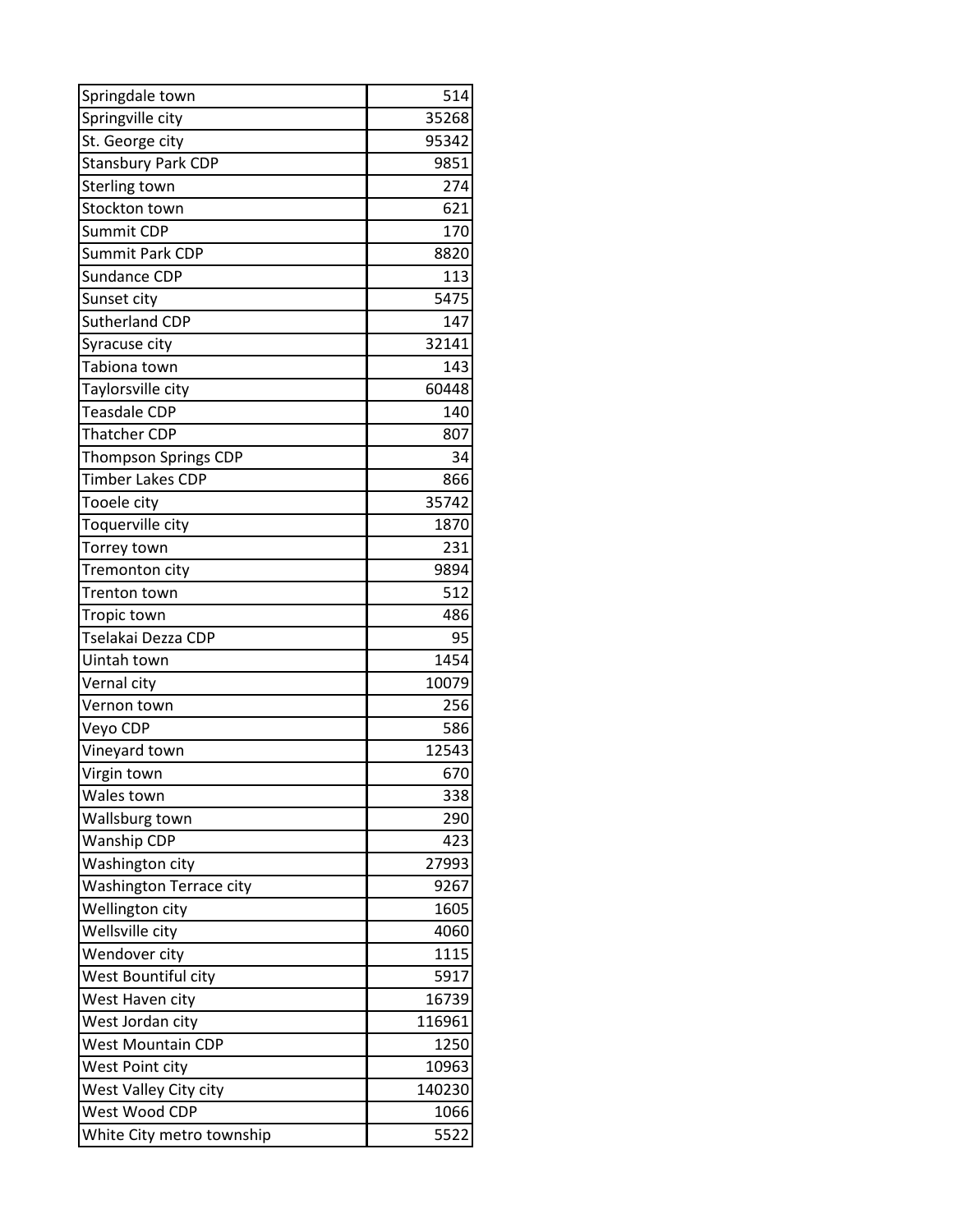| | |
|---|---:|
| Springdale town | 514 |
| Springville city | 35268 |
| St. George city | 95342 |
| Stansbury Park CDP | 9851 |
| Sterling town | 274 |
| Stockton town | 621 |
| Summit CDP | 170 |
| Summit Park CDP | 8820 |
| Sundance CDP | 113 |
| Sunset city | 5475 |
| Sutherland CDP | 147 |
| Syracuse city | 32141 |
| Tabiona town | 143 |
| Taylorsville city | 60448 |
| Teasdale CDP | 140 |
| Thatcher CDP | 807 |
| Thompson Springs CDP | 34 |
| Timber Lakes CDP | 866 |
| Tooele city | 35742 |
| Toquerville city | 1870 |
| Torrey town | 231 |
| Tremonton city | 9894 |
| Trenton town | 512 |
| Tropic town | 486 |
| Tselakai Dezza CDP | 95 |
| Uintah town | 1454 |
| Vernal city | 10079 |
| Vernon town | 256 |
| Veyo CDP | 586 |
| Vineyard town | 12543 |
| Virgin town | 670 |
| Wales town | 338 |
| Wallsburg town | 290 |
| Wanship CDP | 423 |
| Washington city | 27993 |
| Washington Terrace city | 9267 |
| Wellington city | 1605 |
| Wellsville city | 4060 |
| Wendover city | 1115 |
| West Bountiful city | 5917 |
| West Haven city | 16739 |
| West Jordan city | 116961 |
| West Mountain CDP | 1250 |
| West Point city | 10963 |
| West Valley City city | 140230 |
| West Wood CDP | 1066 |
| White City metro township | 5522 |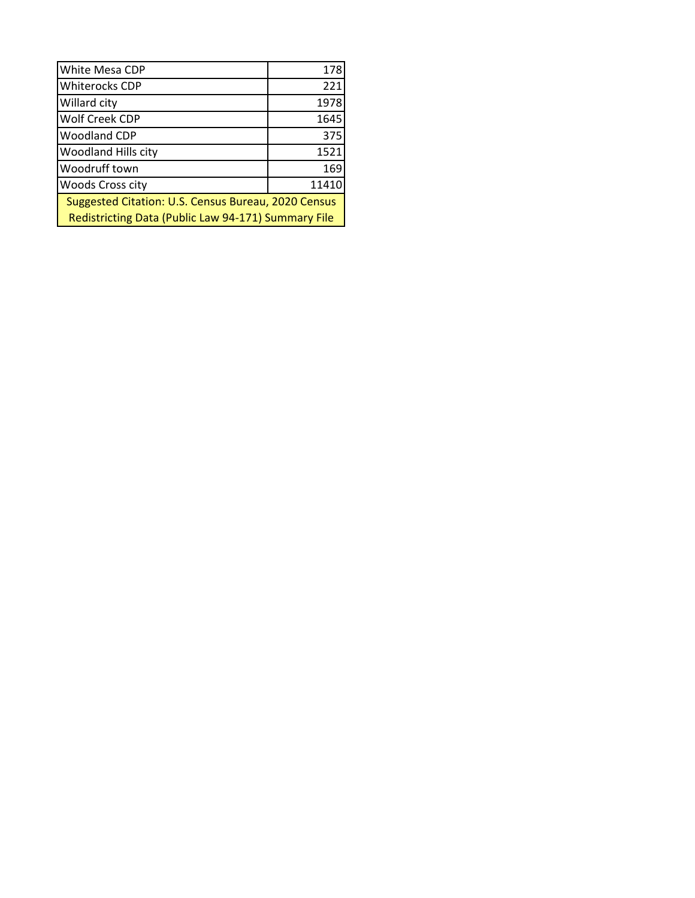| | |
|---|---|
| White Mesa CDP | 178 |
| Whiterocks CDP | 221 |
| Willard city | 1978 |
| Wolf Creek CDP | 1645 |
| Woodland CDP | 375 |
| Woodland Hills city | 1521 |
| Woodruff town | 169 |
| Woods Cross city | 11410 |
| Suggested Citation: U.S. Census Bureau, 2020 Census Redistricting Data (Public Law 94-171) Summary File | |